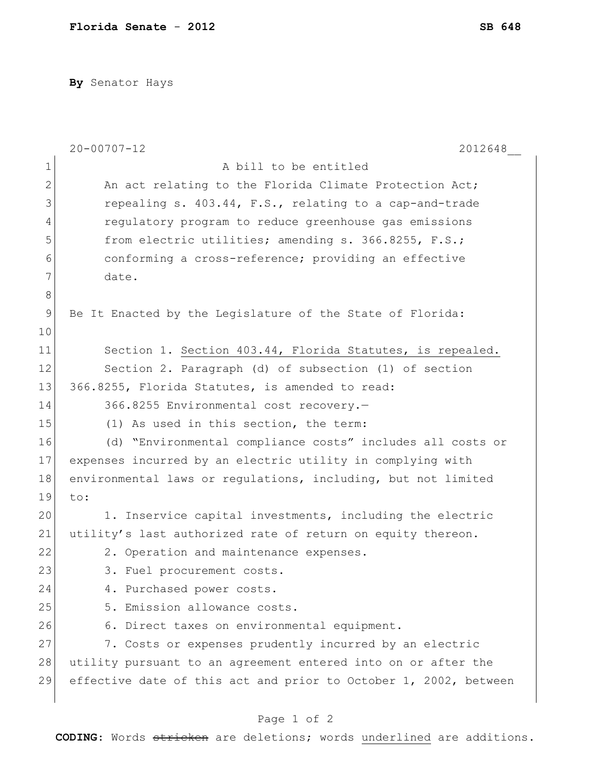**By** Senator Hays

20-00707-12 2012648__

A bill to be entitled

An act relating to the Florida Climate Protection Act; repealing s. 403.44, F.S., relating to a cap-and-trade regulatory program to reduce greenhouse gas emissions from electric utilities; amending s. 366.8255, F.S.; conforming a cross-reference; providing an effective date.

Be It Enacted by the Legislature of the State of Florida:

Section 1. <u>Section 403.44, Florida Statutes, is repealed.</u>

Section 2. Paragraph (d) of subsection (1) of section 366.8255, Florida Statutes, is amended to read:

366.8255 Environmental cost recovery.—

(1) As used in this section, the term:

(d) "Environmental compliance costs" includes all costs or expenses incurred by an electric utility in complying with environmental laws or regulations, including, but not limited to:

1. Inservice capital investments, including the electric utility's last authorized rate of return on equity thereon.

2. Operation and maintenance expenses.

3. Fuel procurement costs.

4. Purchased power costs.

5. Emission allowance costs.

6. Direct taxes on environmental equipment.

7. Costs or expenses prudently incurred by an electric utility pursuant to an agreement entered into on or after the effective date of this act and prior to October 1, 2002, between

**CODING:** Words ~~stricken~~ are deletions; words <u>underlined</u> are additions.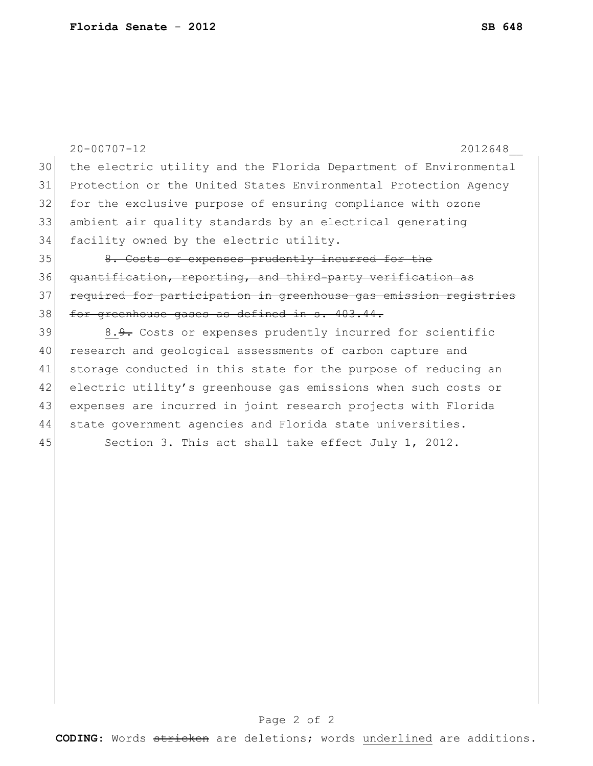20-00707-12 2012648__

30 the electric utility and the Florida Department of Environmental
31 Protection or the United States Environmental Protection Agency
32 for the exclusive purpose of ensuring compliance with ozone
33 ambient air quality standards by an electrical generating
34 facility owned by the electric utility.

35 ~~8. Costs or expenses prudently incurred for the~~
36 ~~quantification, reporting, and third-party verification as~~
37 ~~required for participation in greenhouse gas emission registries~~
38 ~~for greenhouse gases as defined in s. 403.44.~~

39 <u>8.</u>~~9.~~ Costs or expenses prudently incurred for scientific
40 research and geological assessments of carbon capture and
41 storage conducted in this state for the purpose of reducing an
42 electric utility's greenhouse gas emissions when such costs or
43 expenses are incurred in joint research projects with Florida
44 state government agencies and Florida state universities.

45 Section 3. This act shall take effect July 1, 2012.

**CODING:** Words ~~stricken~~ are deletions; words <u>underlined</u> are additions.